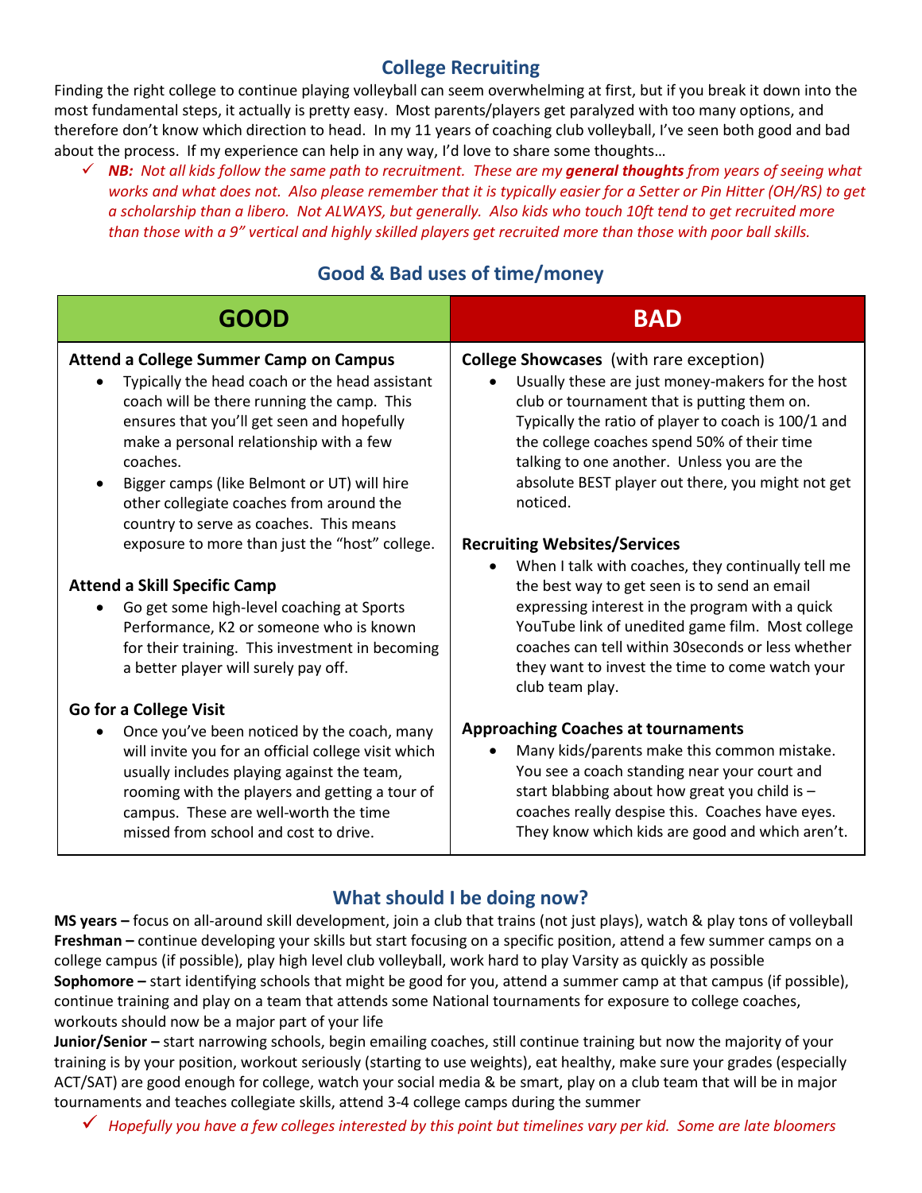## College Recruiting

Finding the right college to continue playing volleyball can seem overwhelming at first, but if you break it down into the most fundamental steps, it actually is pretty easy. Most parents/players get paralyzed with too many options, and therefore don't know which direction to head. In my 11 years of coaching club volleyball, I've seen both good and bad about the process. If my experience can help in any way, I'd love to share some thoughts…

- ✓ ***NB:** Not all kids follow the same path to recruitment. These are my **general thoughts** from years of seeing what works and what does not. Also please remember that it is typically easier for a Setter or Pin Hitter (OH/RS) to get a scholarship than a libero. Not ALWAYS, but generally. Also kids who touch 10ft tend to get recruited more than those with a 9" vertical and highly skilled players get recruited more than those with poor ball skills.*

## Good & Bad uses of time/money

| GOOD | BAD |
|---|---|
| **Attend a College Summer Camp on Campus**<br>• Typically the head coach or the head assistant coach will be there running the camp. This ensures that you'll get seen and hopefully make a personal relationship with a few coaches.<br>• Bigger camps (like Belmont or UT) will hire other collegiate coaches from around the country to serve as coaches. This means exposure to more than just the "host" college. | **College Showcases** (with rare exception)<br>• Usually these are just money-makers for the host club or tournament that is putting them on. Typically the ratio of player to coach is 100/1 and the college coaches spend 50% of their time talking to one another. Unless you are the absolute BEST player out there, you might not get noticed. |
| **Attend a Skill Specific Camp**<br>• Go get some high-level coaching at Sports Performance, K2 or someone who is known for their training. This investment in becoming a better player will surely pay off. | **Recruiting Websites/Services**<br>• When I talk with coaches, they continually tell me the best way to get seen is to send an email expressing interest in the program with a quick YouTube link of unedited game film. Most college coaches can tell within 30seconds or less whether they want to invest the time to come watch your club team play. |
| **Go for a College Visit**<br>• Once you've been noticed by the coach, many will invite you for an official college visit which usually includes playing against the team, rooming with the players and getting a tour of campus. These are well-worth the time missed from school and cost to drive. | **Approaching Coaches at tournaments**<br>• Many kids/parents make this common mistake. You see a coach standing near your court and start blabbing about how great you child is – coaches really despise this. Coaches have eyes. They know which kids are good and which aren't. |

## What should I be doing now?

**MS years –** focus on all-around skill development, join a club that trains (not just plays), watch & play tons of volleyball
**Freshman –** continue developing your skills but start focusing on a specific position, attend a few summer camps on a college campus (if possible), play high level club volleyball, work hard to play Varsity as quickly as possible
**Sophomore –** start identifying schools that might be good for you, attend a summer camp at that campus (if possible), continue training and play on a team that attends some National tournaments for exposure to college coaches, workouts should now be a major part of your life
**Junior/Senior –** start narrowing schools, begin emailing coaches, still continue training but now the majority of your training is by your position, workout seriously (starting to use weights), eat healthy, make sure your grades (especially ACT/SAT) are good enough for college, watch your social media & be smart, play on a club team that will be in major tournaments and teaches collegiate skills, attend 3-4 college camps during the summer

- ✓ *Hopefully you have a few colleges interested by this point but timelines vary per kid. Some are late bloomers*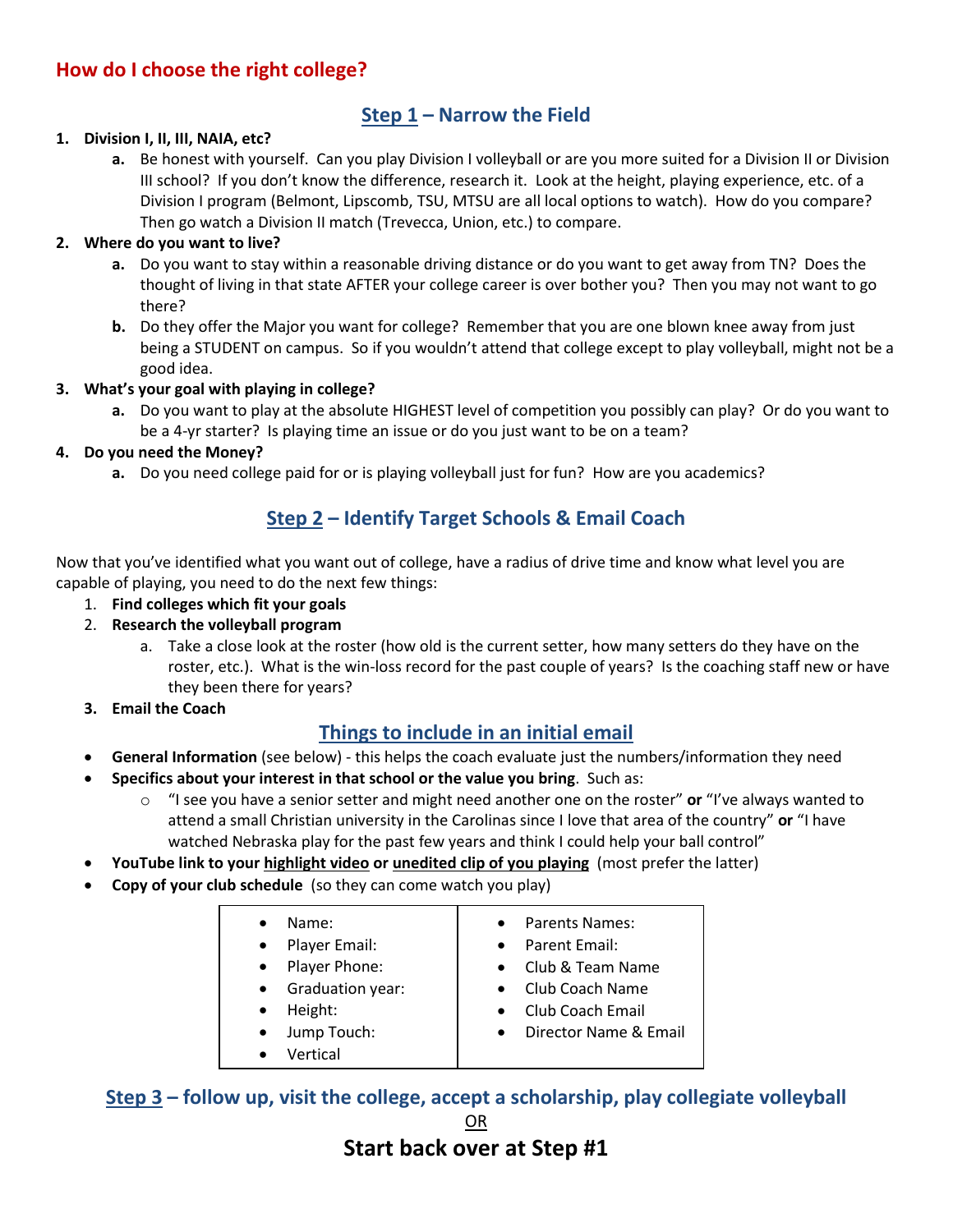## How do I choose the right college?

### Step 1 – Narrow the Field

1. **Division I, II, III, NAIA, etc?**
   a. Be honest with yourself. Can you play Division I volleyball or are you more suited for a Division II or Division III school? If you don't know the difference, research it. Look at the height, playing experience, etc. of a Division I program (Belmont, Lipscomb, TSU, MTSU are all local options to watch). How do you compare? Then go watch a Division II match (Trevecca, Union, etc.) to compare.
2. **Where do you want to live?**
   a. Do you want to stay within a reasonable driving distance or do you want to get away from TN? Does the thought of living in that state AFTER your college career is over bother you? Then you may not want to go there?
   b. Do they offer the Major you want for college? Remember that you are one blown knee away from just being a STUDENT on campus. So if you wouldn't attend that college except to play volleyball, might not be a good idea.
3. **What's your goal with playing in college?**
   a. Do you want to play at the absolute HIGHEST level of competition you possibly can play? Or do you want to be a 4-yr starter? Is playing time an issue or do you just want to be on a team?
4. **Do you need the Money?**
   a. Do you need college paid for or is playing volleyball just for fun? How are you academics?

### Step 2 – Identify Target Schools & Email Coach

Now that you've identified what you want out of college, have a radius of drive time and know what level you are capable of playing, you need to do the next few things:

1. **Find colleges which fit your goals**
2. **Research the volleyball program**
   a. Take a close look at the roster (how old is the current setter, how many setters do they have on the roster, etc.). What is the win-loss record for the past couple of years? Is the coaching staff new or have they been there for years?
3. **Email the Coach**

#### Things to include in an initial email

- **General Information** (see below) - this helps the coach evaluate just the numbers/information they need
- **Specifics about your interest in that school or the value you bring**. Such as:
  - "I see you have a senior setter and might need another one on the roster" **or** "I've always wanted to attend a small Christian university in the Carolinas since I love that area of the country" **or** "I have watched Nebraska play for the past few years and think I could help your ball control"
- **YouTube link to your highlight video or unedited clip of you playing** (most prefer the latter)
- **Copy of your club schedule** (so they can come watch you play)

| | |
|---|---|
| • Name: | • Parents Names: |
| • Player Email: | • Parent Email: |
| • Player Phone: | • Club & Team Name |
| • Graduation year: | • Club Coach Name |
| • Height: | • Club Coach Email |
| • Jump Touch: | • Director Name & Email |
| • Vertical | |

### Step 3 – follow up, visit the college, accept a scholarship, play collegiate volleyball

OR

## Start back over at Step #1